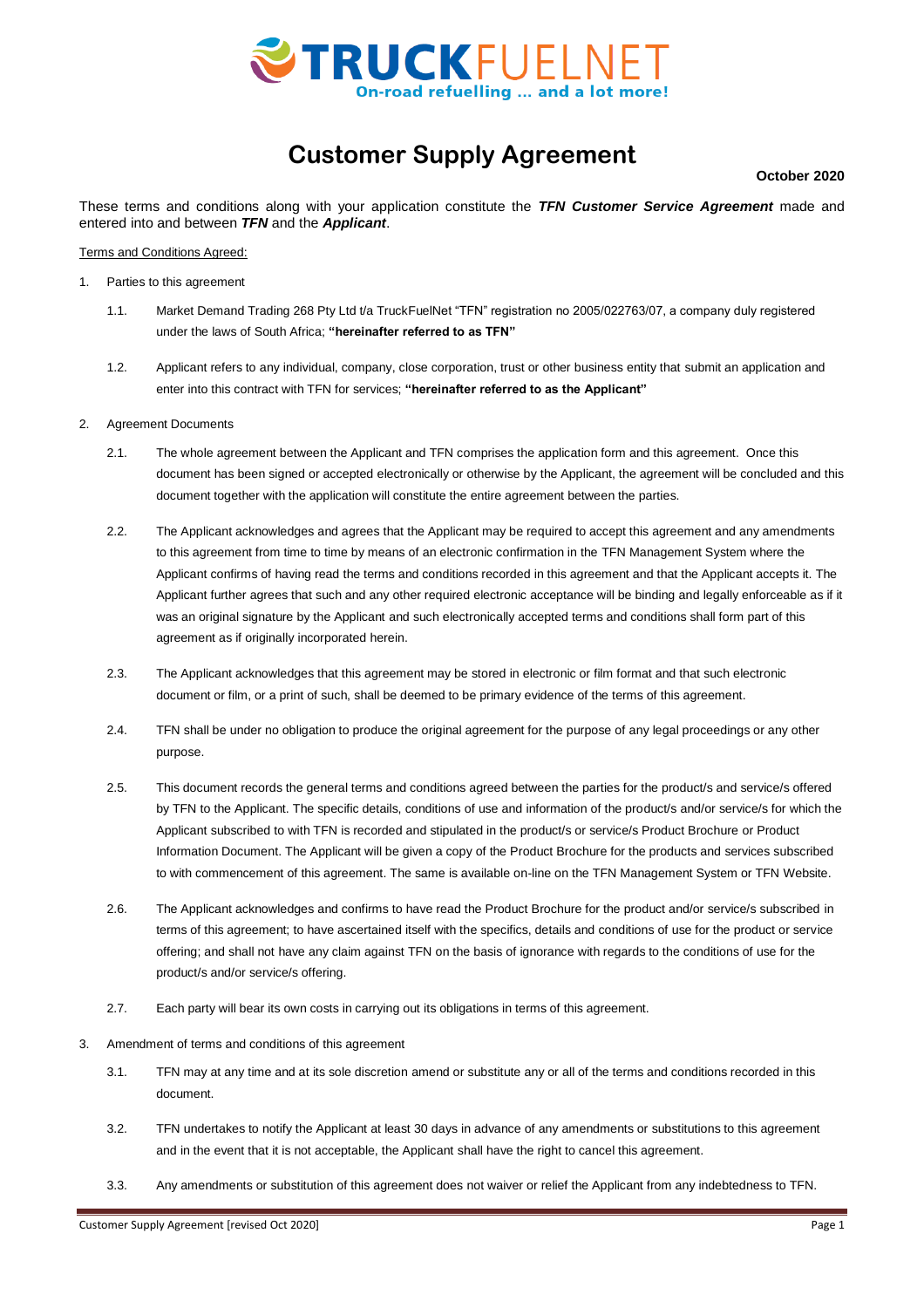TRUCKFUELNET
On-road refuelling ... and a lot more!

# Customer Supply Agreement

**October 2020**

These terms and conditions along with your application constitute the ***TFN Customer Service Agreement*** made and entered into and between ***TFN*** and the ***Applicant***.

Terms and Conditions Agreed:

1. Parties to this agreement

   1.1. Market Demand Trading 268 Pty Ltd t/a TruckFuelNet "TFN" registration no 2005/022763/07, a company duly registered under the laws of South Africa; **"hereinafter referred to as TFN"**

   1.2. Applicant refers to any individual, company, close corporation, trust or other business entity that submit an application and enter into this contract with TFN for services; **"hereinafter referred to as the Applicant"**

2. Agreement Documents

   2.1. The whole agreement between the Applicant and TFN comprises the application form and this agreement. Once this document has been signed or accepted electronically or otherwise by the Applicant, the agreement will be concluded and this document together with the application will constitute the entire agreement between the parties.

   2.2. The Applicant acknowledges and agrees that the Applicant may be required to accept this agreement and any amendments to this agreement from time to time by means of an electronic confirmation in the TFN Management System where the Applicant confirms of having read the terms and conditions recorded in this agreement and that the Applicant accepts it. The Applicant further agrees that such and any other required electronic acceptance will be binding and legally enforceable as if it was an original signature by the Applicant and such electronically accepted terms and conditions shall form part of this agreement as if originally incorporated herein.

   2.3. The Applicant acknowledges that this agreement may be stored in electronic or film format and that such electronic document or film, or a print of such, shall be deemed to be primary evidence of the terms of this agreement.

   2.4. TFN shall be under no obligation to produce the original agreement for the purpose of any legal proceedings or any other purpose.

   2.5. This document records the general terms and conditions agreed between the parties for the product/s and service/s offered by TFN to the Applicant. The specific details, conditions of use and information of the product/s and/or service/s for which the Applicant subscribed to with TFN is recorded and stipulated in the product/s or service/s Product Brochure or Product Information Document. The Applicant will be given a copy of the Product Brochure for the products and services subscribed to with commencement of this agreement. The same is available on-line on the TFN Management System or TFN Website.

   2.6. The Applicant acknowledges and confirms to have read the Product Brochure for the product and/or service/s subscribed in terms of this agreement; to have ascertained itself with the specifics, details and conditions of use for the product or service offering; and shall not have any claim against TFN on the basis of ignorance with regards to the conditions of use for the product/s and/or service/s offering.

   2.7. Each party will bear its own costs in carrying out its obligations in terms of this agreement.

3. Amendment of terms and conditions of this agreement

   3.1. TFN may at any time and at its sole discretion amend or substitute any or all of the terms and conditions recorded in this document.

   3.2. TFN undertakes to notify the Applicant at least 30 days in advance of any amendments or substitutions to this agreement and in the event that it is not acceptable, the Applicant shall have the right to cancel this agreement.

   3.3. Any amendments or substitution of this agreement does not waiver or relief the Applicant from any indebtedness to TFN.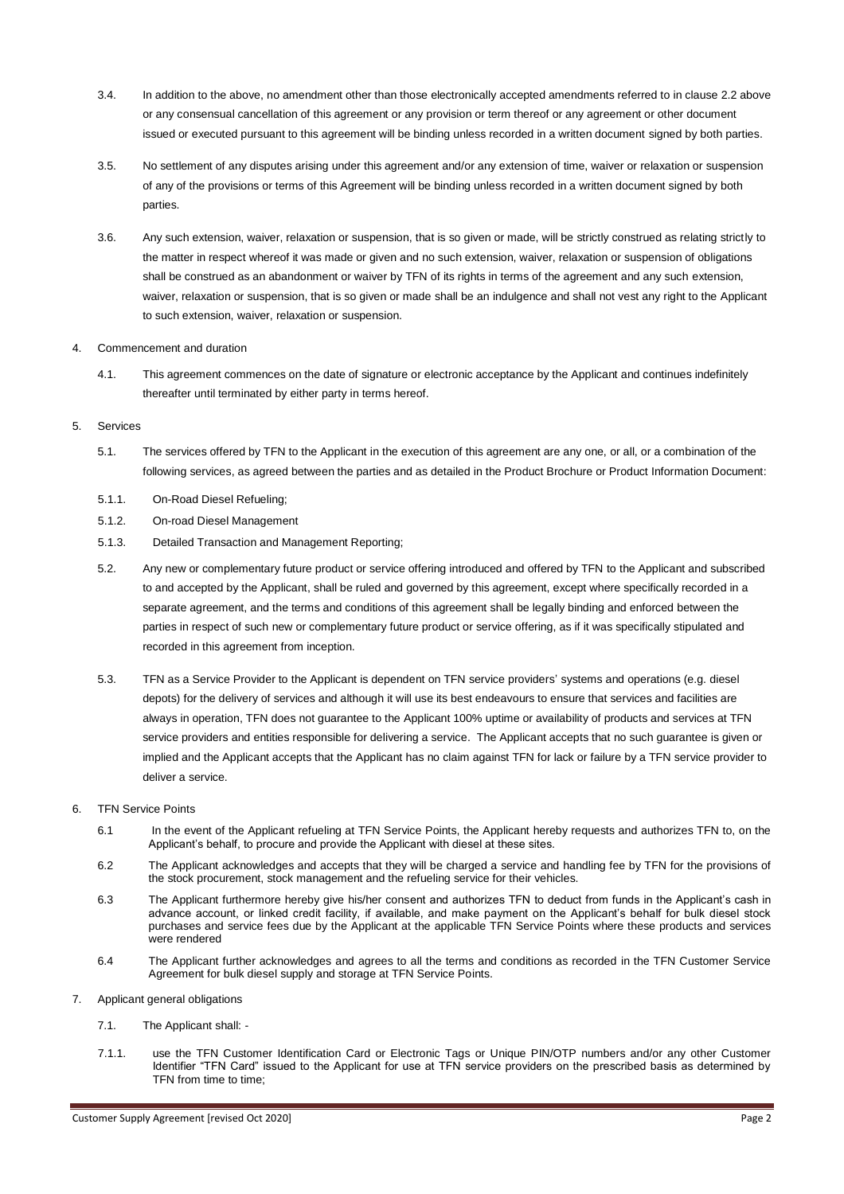3.4. In addition to the above, no amendment other than those electronically accepted amendments referred to in clause 2.2 above or any consensual cancellation of this agreement or any provision or term thereof or any agreement or other document issued or executed pursuant to this agreement will be binding unless recorded in a written document signed by both parties.

3.5. No settlement of any disputes arising under this agreement and/or any extension of time, waiver or relaxation or suspension of any of the provisions or terms of this Agreement will be binding unless recorded in a written document signed by both parties.

3.6. Any such extension, waiver, relaxation or suspension, that is so given or made, will be strictly construed as relating strictly to the matter in respect whereof it was made or given and no such extension, waiver, relaxation or suspension of obligations shall be construed as an abandonment or waiver by TFN of its rights in terms of the agreement and any such extension, waiver, relaxation or suspension, that is so given or made shall be an indulgence and shall not vest any right to the Applicant to such extension, waiver, relaxation or suspension.

4. Commencement and duration

4.1. This agreement commences on the date of signature or electronic acceptance by the Applicant and continues indefinitely thereafter until terminated by either party in terms hereof.

5. Services

5.1. The services offered by TFN to the Applicant in the execution of this agreement are any one, or all, or a combination of the following services, as agreed between the parties and as detailed in the Product Brochure or Product Information Document:

5.1.1. On-Road Diesel Refueling;

5.1.2. On-road Diesel Management

5.1.3. Detailed Transaction and Management Reporting;

5.2. Any new or complementary future product or service offering introduced and offered by TFN to the Applicant and subscribed to and accepted by the Applicant, shall be ruled and governed by this agreement, except where specifically recorded in a separate agreement, and the terms and conditions of this agreement shall be legally binding and enforced between the parties in respect of such new or complementary future product or service offering, as if it was specifically stipulated and recorded in this agreement from inception.

5.3. TFN as a Service Provider to the Applicant is dependent on TFN service providers' systems and operations (e.g. diesel depots) for the delivery of services and although it will use its best endeavours to ensure that services and facilities are always in operation, TFN does not guarantee to the Applicant 100% uptime or availability of products and services at TFN service providers and entities responsible for delivering a service. The Applicant accepts that no such guarantee is given or implied and the Applicant accepts that the Applicant has no claim against TFN for lack or failure by a TFN service provider to deliver a service.

6. TFN Service Points

6.1 In the event of the Applicant refueling at TFN Service Points, the Applicant hereby requests and authorizes TFN to, on the Applicant's behalf, to procure and provide the Applicant with diesel at these sites.

6.2 The Applicant acknowledges and accepts that they will be charged a service and handling fee by TFN for the provisions of the stock procurement, stock management and the refueling service for their vehicles.

6.3 The Applicant furthermore hereby give his/her consent and authorizes TFN to deduct from funds in the Applicant's cash in advance account, or linked credit facility, if available, and make payment on the Applicant's behalf for bulk diesel stock purchases and service fees due by the Applicant at the applicable TFN Service Points where these products and services were rendered

6.4 The Applicant further acknowledges and agrees to all the terms and conditions as recorded in the TFN Customer Service Agreement for bulk diesel supply and storage at TFN Service Points.

7. Applicant general obligations

7.1. The Applicant shall: -

7.1.1. use the TFN Customer Identification Card or Electronic Tags or Unique PIN/OTP numbers and/or any other Customer Identifier "TFN Card" issued to the Applicant for use at TFN service providers on the prescribed basis as determined by TFN from time to time;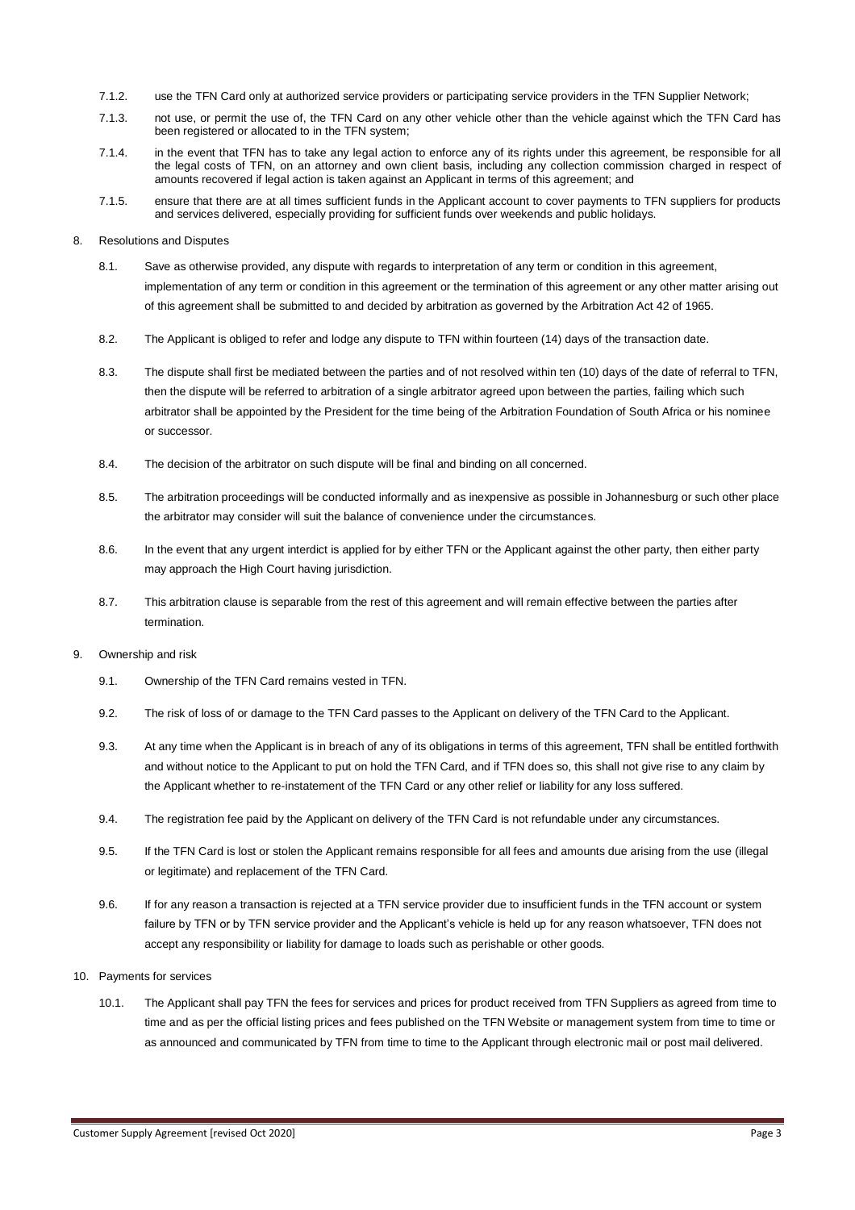- 7.1.2. use the TFN Card only at authorized service providers or participating service providers in the TFN Supplier Network;
- 7.1.3. not use, or permit the use of, the TFN Card on any other vehicle other than the vehicle against which the TFN Card has been registered or allocated to in the TFN system;
- 7.1.4. in the event that TFN has to take any legal action to enforce any of its rights under this agreement, be responsible for all the legal costs of TFN, on an attorney and own client basis, including any collection commission charged in respect of amounts recovered if legal action is taken against an Applicant in terms of this agreement; and
- 7.1.5. ensure that there are at all times sufficient funds in the Applicant account to cover payments to TFN suppliers for products and services delivered, especially providing for sufficient funds over weekends and public holidays.

## 8. Resolutions and Disputes

8.1. Save as otherwise provided, any dispute with regards to interpretation of any term or condition in this agreement, implementation of any term or condition in this agreement or the termination of this agreement or any other matter arising out of this agreement shall be submitted to and decided by arbitration as governed by the Arbitration Act 42 of 1965.

8.2. The Applicant is obliged to refer and lodge any dispute to TFN within fourteen (14) days of the transaction date.

8.3. The dispute shall first be mediated between the parties and of not resolved within ten (10) days of the date of referral to TFN, then the dispute will be referred to arbitration of a single arbitrator agreed upon between the parties, failing which such arbitrator shall be appointed by the President for the time being of the Arbitration Foundation of South Africa or his nominee or successor.

8.4. The decision of the arbitrator on such dispute will be final and binding on all concerned.

8.5. The arbitration proceedings will be conducted informally and as inexpensive as possible in Johannesburg or such other place the arbitrator may consider will suit the balance of convenience under the circumstances.

8.6. In the event that any urgent interdict is applied for by either TFN or the Applicant against the other party, then either party may approach the High Court having jurisdiction.

8.7. This arbitration clause is separable from the rest of this agreement and will remain effective between the parties after termination.

## 9. Ownership and risk

9.1. Ownership of the TFN Card remains vested in TFN.

9.2. The risk of loss of or damage to the TFN Card passes to the Applicant on delivery of the TFN Card to the Applicant.

9.3. At any time when the Applicant is in breach of any of its obligations in terms of this agreement, TFN shall be entitled forthwith and without notice to the Applicant to put on hold the TFN Card, and if TFN does so, this shall not give rise to any claim by the Applicant whether to re-instatement of the TFN Card or any other relief or liability for any loss suffered.

9.4. The registration fee paid by the Applicant on delivery of the TFN Card is not refundable under any circumstances.

9.5. If the TFN Card is lost or stolen the Applicant remains responsible for all fees and amounts due arising from the use (illegal or legitimate) and replacement of the TFN Card.

9.6. If for any reason a transaction is rejected at a TFN service provider due to insufficient funds in the TFN account or system failure by TFN or by TFN service provider and the Applicant's vehicle is held up for any reason whatsoever, TFN does not accept any responsibility or liability for damage to loads such as perishable or other goods.

## 10. Payments for services

10.1. The Applicant shall pay TFN the fees for services and prices for product received from TFN Suppliers as agreed from time to time and as per the official listing prices and fees published on the TFN Website or management system from time to time or as announced and communicated by TFN from time to time to the Applicant through electronic mail or post mail delivered.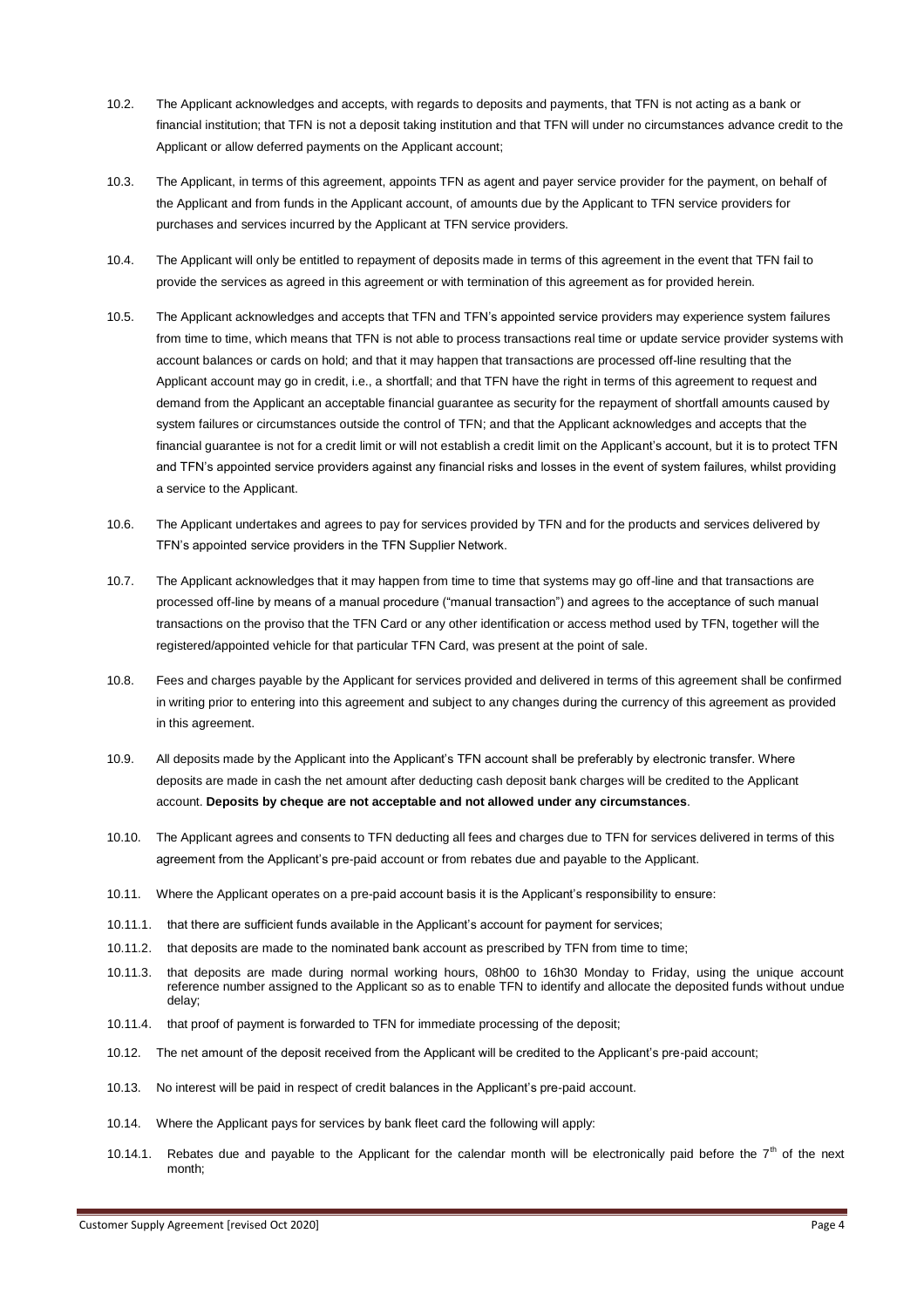10.2. The Applicant acknowledges and accepts, with regards to deposits and payments, that TFN is not acting as a bank or financial institution; that TFN is not a deposit taking institution and that TFN will under no circumstances advance credit to the Applicant or allow deferred payments on the Applicant account;

10.3. The Applicant, in terms of this agreement, appoints TFN as agent and payer service provider for the payment, on behalf of the Applicant and from funds in the Applicant account, of amounts due by the Applicant to TFN service providers for purchases and services incurred by the Applicant at TFN service providers.

10.4. The Applicant will only be entitled to repayment of deposits made in terms of this agreement in the event that TFN fail to provide the services as agreed in this agreement or with termination of this agreement as for provided herein.

10.5. The Applicant acknowledges and accepts that TFN and TFN's appointed service providers may experience system failures from time to time, which means that TFN is not able to process transactions real time or update service provider systems with account balances or cards on hold; and that it may happen that transactions are processed off-line resulting that the Applicant account may go in credit, i.e., a shortfall; and that TFN have the right in terms of this agreement to request and demand from the Applicant an acceptable financial guarantee as security for the repayment of shortfall amounts caused by system failures or circumstances outside the control of TFN; and that the Applicant acknowledges and accepts that the financial guarantee is not for a credit limit or will not establish a credit limit on the Applicant's account, but it is to protect TFN and TFN's appointed service providers against any financial risks and losses in the event of system failures, whilst providing a service to the Applicant.

10.6. The Applicant undertakes and agrees to pay for services provided by TFN and for the products and services delivered by TFN's appointed service providers in the TFN Supplier Network.

10.7. The Applicant acknowledges that it may happen from time to time that systems may go off-line and that transactions are processed off-line by means of a manual procedure ("manual transaction") and agrees to the acceptance of such manual transactions on the proviso that the TFN Card or any other identification or access method used by TFN, together will the registered/appointed vehicle for that particular TFN Card, was present at the point of sale.

10.8. Fees and charges payable by the Applicant for services provided and delivered in terms of this agreement shall be confirmed in writing prior to entering into this agreement and subject to any changes during the currency of this agreement as provided in this agreement.

10.9. All deposits made by the Applicant into the Applicant's TFN account shall be preferably by electronic transfer. Where deposits are made in cash the net amount after deducting cash deposit bank charges will be credited to the Applicant account. **Deposits by cheque are not acceptable and not allowed under any circumstances**.

10.10. The Applicant agrees and consents to TFN deducting all fees and charges due to TFN for services delivered in terms of this agreement from the Applicant's pre-paid account or from rebates due and payable to the Applicant.

10.11. Where the Applicant operates on a pre-paid account basis it is the Applicant's responsibility to ensure:

10.11.1. that there are sufficient funds available in the Applicant's account for payment for services;

10.11.2. that deposits are made to the nominated bank account as prescribed by TFN from time to time;

10.11.3. that deposits are made during normal working hours, 08h00 to 16h30 Monday to Friday, using the unique account reference number assigned to the Applicant so as to enable TFN to identify and allocate the deposited funds without undue delay;

10.11.4. that proof of payment is forwarded to TFN for immediate processing of the deposit;

10.12. The net amount of the deposit received from the Applicant will be credited to the Applicant's pre-paid account;

10.13. No interest will be paid in respect of credit balances in the Applicant's pre-paid account.

10.14. Where the Applicant pays for services by bank fleet card the following will apply:

10.14.1. Rebates due and payable to the Applicant for the calendar month will be electronically paid before the 7th of the next month;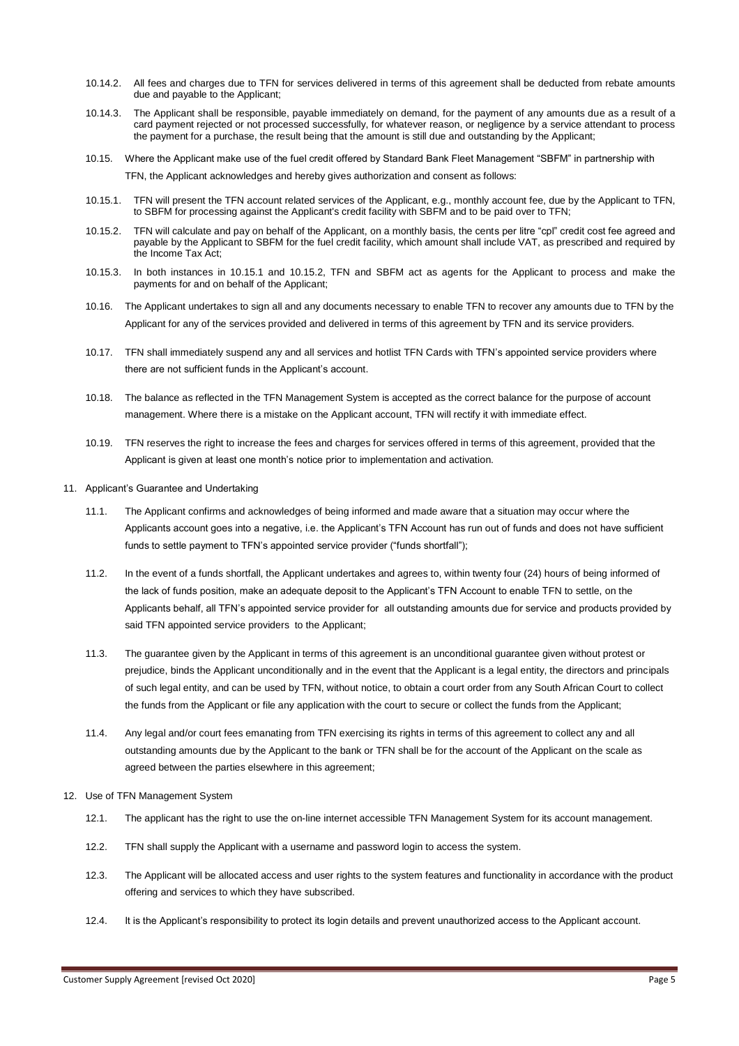10.14.2. All fees and charges due to TFN for services delivered in terms of this agreement shall be deducted from rebate amounts due and payable to the Applicant;

10.14.3. The Applicant shall be responsible, payable immediately on demand, for the payment of any amounts due as a result of a card payment rejected or not processed successfully, for whatever reason, or negligence by a service attendant to process the payment for a purchase, the result being that the amount is still due and outstanding by the Applicant;

10.15. Where the Applicant make use of the fuel credit offered by Standard Bank Fleet Management "SBFM" in partnership with TFN, the Applicant acknowledges and hereby gives authorization and consent as follows:

10.15.1. TFN will present the TFN account related services of the Applicant, e.g., monthly account fee, due by the Applicant to TFN, to SBFM for processing against the Applicant's credit facility with SBFM and to be paid over to TFN;

10.15.2. TFN will calculate and pay on behalf of the Applicant, on a monthly basis, the cents per litre "cpl" credit cost fee agreed and payable by the Applicant to SBFM for the fuel credit facility, which amount shall include VAT, as prescribed and required by the Income Tax Act;

10.15.3. In both instances in 10.15.1 and 10.15.2, TFN and SBFM act as agents for the Applicant to process and make the payments for and on behalf of the Applicant;

10.16. The Applicant undertakes to sign all and any documents necessary to enable TFN to recover any amounts due to TFN by the Applicant for any of the services provided and delivered in terms of this agreement by TFN and its service providers.

10.17. TFN shall immediately suspend any and all services and hotlist TFN Cards with TFN's appointed service providers where there are not sufficient funds in the Applicant's account.

10.18. The balance as reflected in the TFN Management System is accepted as the correct balance for the purpose of account management. Where there is a mistake on the Applicant account, TFN will rectify it with immediate effect.

10.19. TFN reserves the right to increase the fees and charges for services offered in terms of this agreement, provided that the Applicant is given at least one month's notice prior to implementation and activation.

11. Applicant's Guarantee and Undertaking

11.1. The Applicant confirms and acknowledges of being informed and made aware that a situation may occur where the Applicants account goes into a negative, i.e. the Applicant's TFN Account has run out of funds and does not have sufficient funds to settle payment to TFN's appointed service provider ("funds shortfall");

11.2. In the event of a funds shortfall, the Applicant undertakes and agrees to, within twenty four (24) hours of being informed of the lack of funds position, make an adequate deposit to the Applicant's TFN Account to enable TFN to settle, on the Applicants behalf, all TFN's appointed service provider for all outstanding amounts due for service and products provided by said TFN appointed service providers to the Applicant;

11.3. The guarantee given by the Applicant in terms of this agreement is an unconditional guarantee given without protest or prejudice, binds the Applicant unconditionally and in the event that the Applicant is a legal entity, the directors and principals of such legal entity, and can be used by TFN, without notice, to obtain a court order from any South African Court to collect the funds from the Applicant or file any application with the court to secure or collect the funds from the Applicant;

11.4. Any legal and/or court fees emanating from TFN exercising its rights in terms of this agreement to collect any and all outstanding amounts due by the Applicant to the bank or TFN shall be for the account of the Applicant on the scale as agreed between the parties elsewhere in this agreement;

12. Use of TFN Management System

12.1. The applicant has the right to use the on-line internet accessible TFN Management System for its account management.

12.2. TFN shall supply the Applicant with a username and password login to access the system.

12.3. The Applicant will be allocated access and user rights to the system features and functionality in accordance with the product offering and services to which they have subscribed.

12.4. It is the Applicant's responsibility to protect its login details and prevent unauthorized access to the Applicant account.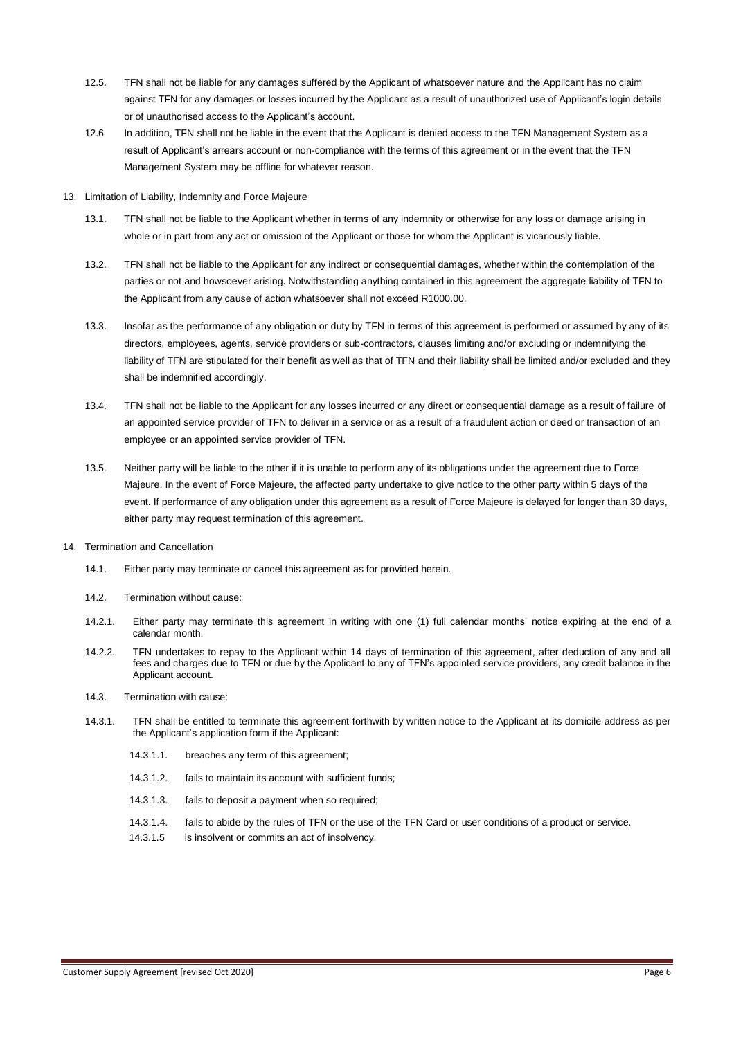12.5. TFN shall not be liable for any damages suffered by the Applicant of whatsoever nature and the Applicant has no claim against TFN for any damages or losses incurred by the Applicant as a result of unauthorized use of Applicant's login details or of unauthorised access to the Applicant's account.

12.6 In addition, TFN shall not be liable in the event that the Applicant is denied access to the TFN Management System as a result of Applicant's arrears account or non-compliance with the terms of this agreement or in the event that the TFN Management System may be offline for whatever reason.

13. Limitation of Liability, Indemnity and Force Majeure

13.1. TFN shall not be liable to the Applicant whether in terms of any indemnity or otherwise for any loss or damage arising in whole or in part from any act or omission of the Applicant or those for whom the Applicant is vicariously liable.

13.2. TFN shall not be liable to the Applicant for any indirect or consequential damages, whether within the contemplation of the parties or not and howsoever arising. Notwithstanding anything contained in this agreement the aggregate liability of TFN to the Applicant from any cause of action whatsoever shall not exceed R1000.00.

13.3. Insofar as the performance of any obligation or duty by TFN in terms of this agreement is performed or assumed by any of its directors, employees, agents, service providers or sub-contractors, clauses limiting and/or excluding or indemnifying the liability of TFN are stipulated for their benefit as well as that of TFN and their liability shall be limited and/or excluded and they shall be indemnified accordingly.

13.4. TFN shall not be liable to the Applicant for any losses incurred or any direct or consequential damage as a result of failure of an appointed service provider of TFN to deliver in a service or as a result of a fraudulent action or deed or transaction of an employee or an appointed service provider of TFN.

13.5. Neither party will be liable to the other if it is unable to perform any of its obligations under the agreement due to Force Majeure. In the event of Force Majeure, the affected party undertake to give notice to the other party within 5 days of the event. If performance of any obligation under this agreement as a result of Force Majeure is delayed for longer than 30 days, either party may request termination of this agreement.

14. Termination and Cancellation

14.1. Either party may terminate or cancel this agreement as for provided herein.

14.2. Termination without cause:

14.2.1. Either party may terminate this agreement in writing with one (1) full calendar months' notice expiring at the end of a calendar month.

14.2.2. TFN undertakes to repay to the Applicant within 14 days of termination of this agreement, after deduction of any and all fees and charges due to TFN or due by the Applicant to any of TFN's appointed service providers, any credit balance in the Applicant account.

14.3. Termination with cause:

14.3.1. TFN shall be entitled to terminate this agreement forthwith by written notice to the Applicant at its domicile address as per the Applicant's application form if the Applicant:

14.3.1.1. breaches any term of this agreement;

14.3.1.2. fails to maintain its account with sufficient funds;

14.3.1.3. fails to deposit a payment when so required;

14.3.1.4. fails to abide by the rules of TFN or the use of the TFN Card or user conditions of a product or service.

14.3.1.5 is insolvent or commits an act of insolvency.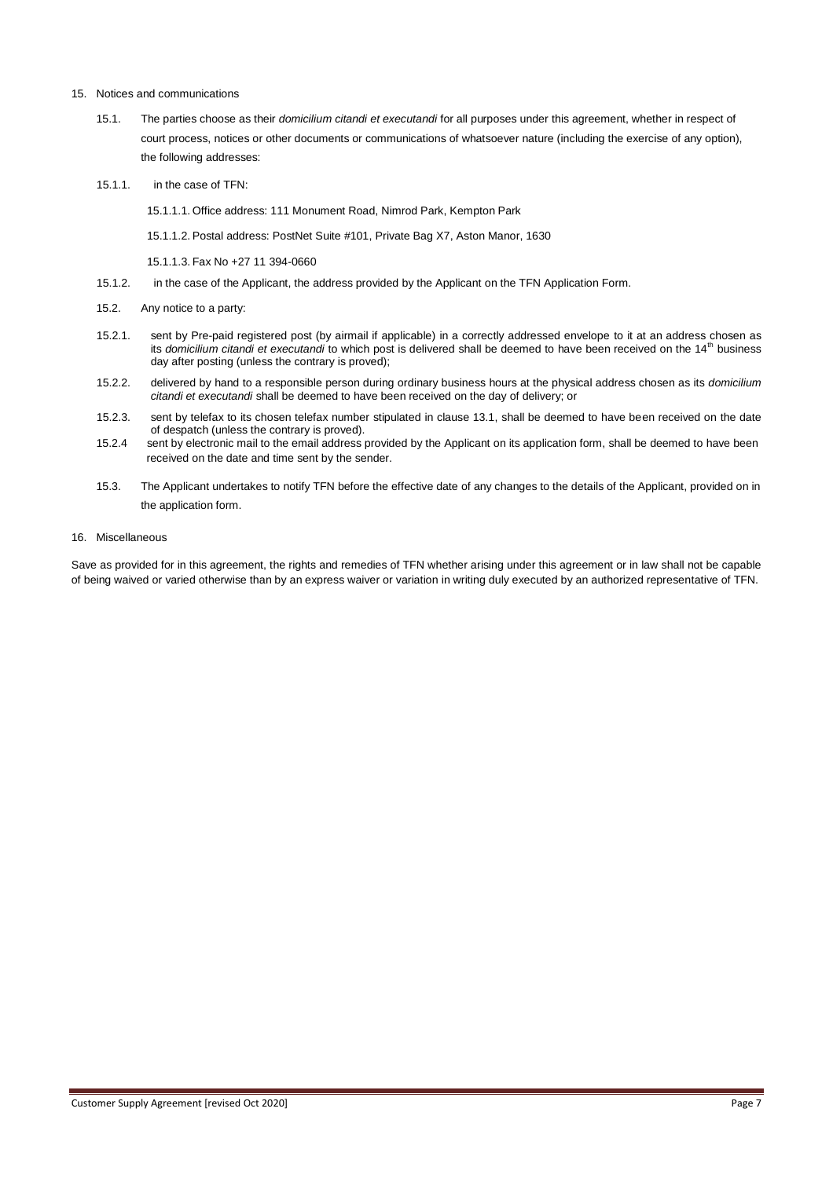15. Notices and communications

15.1. The parties choose as their *domicilium citandi et executandi* for all purposes under this agreement, whether in respect of court process, notices or other documents or communications of whatsoever nature (including the exercise of any option), the following addresses:

15.1.1. in the case of TFN:

15.1.1.1. Office address: 111 Monument Road, Nimrod Park, Kempton Park

15.1.1.2. Postal address: PostNet Suite #101, Private Bag X7, Aston Manor, 1630

15.1.1.3. Fax No +27 11 394-0660

15.1.2. in the case of the Applicant, the address provided by the Applicant on the TFN Application Form.

15.2. Any notice to a party:

15.2.1. sent by Pre-paid registered post (by airmail if applicable) in a correctly addressed envelope to it at an address chosen as its *domicilium citandi et executandi* to which post is delivered shall be deemed to have been received on the 14th business day after posting (unless the contrary is proved);

15.2.2. delivered by hand to a responsible person during ordinary business hours at the physical address chosen as its *domicilium citandi et executandi* shall be deemed to have been received on the day of delivery; or

15.2.3. sent by telefax to its chosen telefax number stipulated in clause 13.1, shall be deemed to have been received on the date of despatch (unless the contrary is proved).

15.2.4 sent by electronic mail to the email address provided by the Applicant on its application form, shall be deemed to have been received on the date and time sent by the sender.

15.3. The Applicant undertakes to notify TFN before the effective date of any changes to the details of the Applicant, provided on in the application form.

16. Miscellaneous

Save as provided for in this agreement, the rights and remedies of TFN whether arising under this agreement or in law shall not be capable of being waived or varied otherwise than by an express waiver or variation in writing duly executed by an authorized representative of TFN.